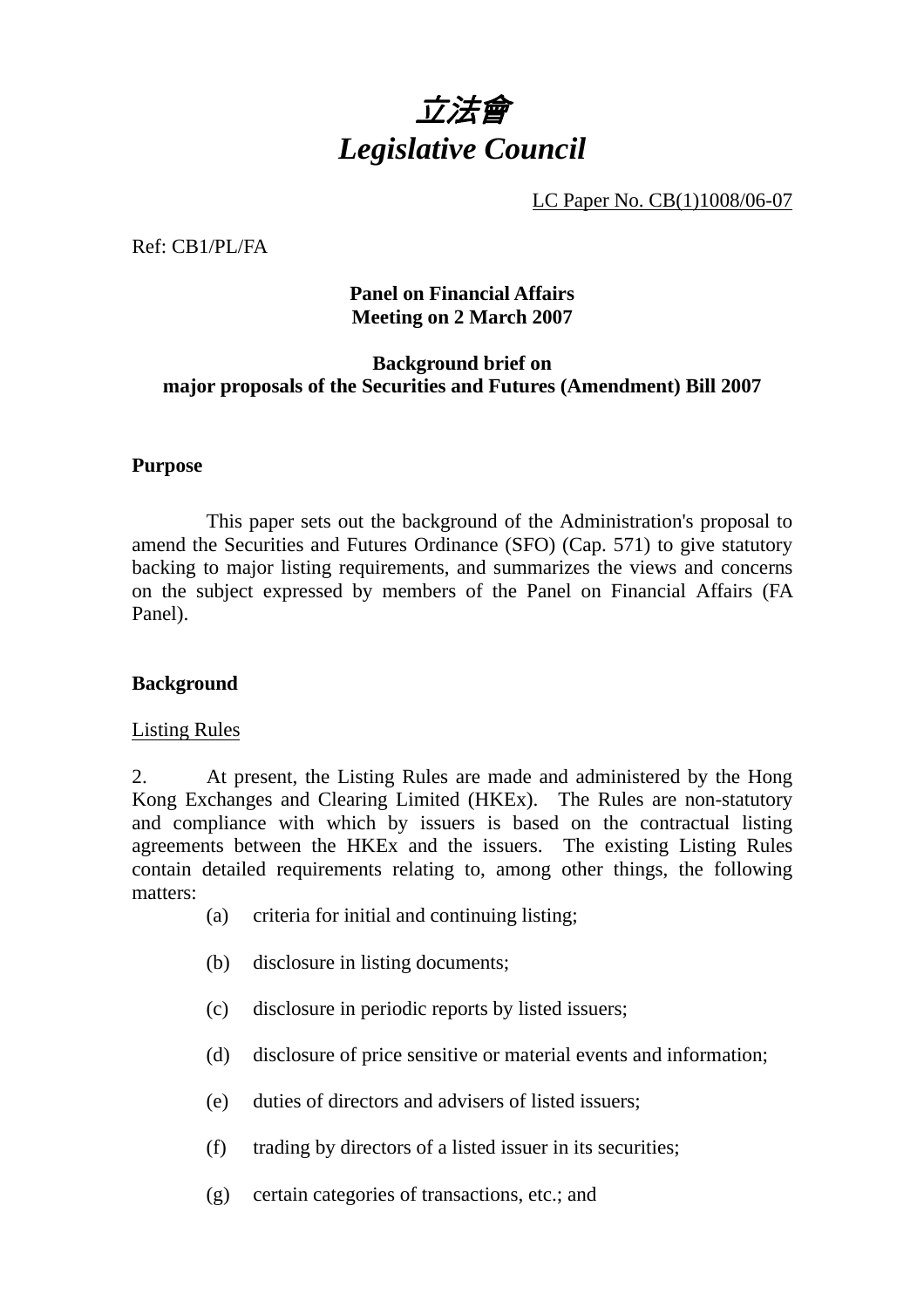# *立法會*
# *Legislative Council*

LC Paper No. CB(1)1008/06-07

Ref: CB1/PL/FA

**Panel on Financial Affairs**
**Meeting on 2 March 2007**

**Background brief on**
**major proposals of the Securities and Futures (Amendment) Bill 2007**

## Purpose

This paper sets out the background of the Administration's proposal to amend the Securities and Futures Ordinance (SFO) (Cap. 571) to give statutory backing to major listing requirements, and summarizes the views and concerns on the subject expressed by members of the Panel on Financial Affairs (FA Panel).

## Background

Listing Rules

2. At present, the Listing Rules are made and administered by the Hong Kong Exchanges and Clearing Limited (HKEx). The Rules are non-statutory and compliance with which by issuers is based on the contractual listing agreements between the HKEx and the issuers. The existing Listing Rules contain detailed requirements relating to, among other things, the following matters:

(a) criteria for initial and continuing listing;

(b) disclosure in listing documents;

(c) disclosure in periodic reports by listed issuers;

(d) disclosure of price sensitive or material events and information;

(e) duties of directors and advisers of listed issuers;

(f) trading by directors of a listed issuer in its securities;

(g) certain categories of transactions, etc.; and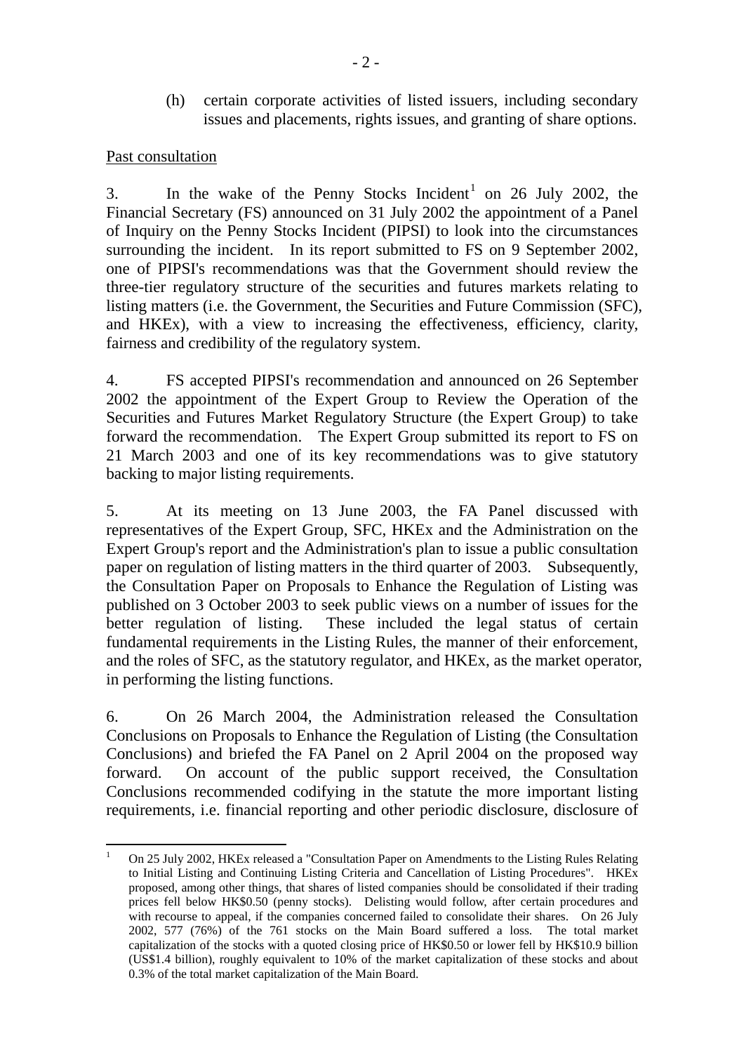(h) certain corporate activities of listed issuers, including secondary issues and placements, rights issues, and granting of share options.

Past consultation

3. In the wake of the Penny Stocks Incident[1] on 26 July 2002, the Financial Secretary (FS) announced on 31 July 2002 the appointment of a Panel of Inquiry on the Penny Stocks Incident (PIPSI) to look into the circumstances surrounding the incident. In its report submitted to FS on 9 September 2002, one of PIPSI's recommendations was that the Government should review the three-tier regulatory structure of the securities and futures markets relating to listing matters (i.e. the Government, the Securities and Future Commission (SFC), and HKEx), with a view to increasing the effectiveness, efficiency, clarity, fairness and credibility of the regulatory system.

4. FS accepted PIPSI's recommendation and announced on 26 September 2002 the appointment of the Expert Group to Review the Operation of the Securities and Futures Market Regulatory Structure (the Expert Group) to take forward the recommendation. The Expert Group submitted its report to FS on 21 March 2003 and one of its key recommendations was to give statutory backing to major listing requirements.

5. At its meeting on 13 June 2003, the FA Panel discussed with representatives of the Expert Group, SFC, HKEx and the Administration on the Expert Group's report and the Administration's plan to issue a public consultation paper on regulation of listing matters in the third quarter of 2003. Subsequently, the Consultation Paper on Proposals to Enhance the Regulation of Listing was published on 3 October 2003 to seek public views on a number of issues for the better regulation of listing. These included the legal status of certain fundamental requirements in the Listing Rules, the manner of their enforcement, and the roles of SFC, as the statutory regulator, and HKEx, as the market operator, in performing the listing functions.

6. On 26 March 2004, the Administration released the Consultation Conclusions on Proposals to Enhance the Regulation of Listing (the Consultation Conclusions) and briefed the FA Panel on 2 April 2004 on the proposed way forward. On account of the public support received, the Consultation Conclusions recommended codifying in the statute the more important listing requirements, i.e. financial reporting and other periodic disclosure, disclosure of

---

[1] On 25 July 2002, HKEx released a "Consultation Paper on Amendments to the Listing Rules Relating to Initial Listing and Continuing Listing Criteria and Cancellation of Listing Procedures". HKEx proposed, among other things, that shares of listed companies should be consolidated if their trading prices fell below HK$0.50 (penny stocks). Delisting would follow, after certain procedures and with recourse to appeal, if the companies concerned failed to consolidate their shares. On 26 July 2002, 577 (76%) of the 761 stocks on the Main Board suffered a loss. The total market capitalization of the stocks with a quoted closing price of HK$0.50 or lower fell by HK$10.9 billion (US$1.4 billion), roughly equivalent to 10% of the market capitalization of these stocks and about 0.3% of the total market capitalization of the Main Board.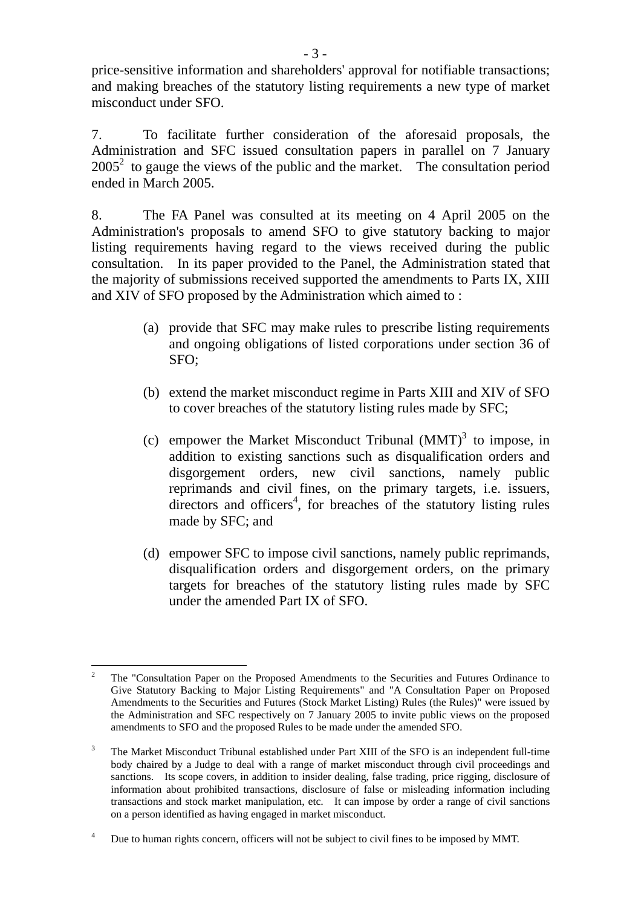price-sensitive information and shareholders' approval for notifiable transactions; and making breaches of the statutory listing requirements a new type of market misconduct under SFO.

7. To facilitate further consideration of the aforesaid proposals, the Administration and SFC issued consultation papers in parallel on 7 January 2005[2] to gauge the views of the public and the market. The consultation period ended in March 2005.

8. The FA Panel was consulted at its meeting on 4 April 2005 on the Administration's proposals to amend SFO to give statutory backing to major listing requirements having regard to the views received during the public consultation. In its paper provided to the Panel, the Administration stated that the majority of submissions received supported the amendments to Parts IX, XIII and XIV of SFO proposed by the Administration which aimed to :

(a) provide that SFC may make rules to prescribe listing requirements and ongoing obligations of listed corporations under section 36 of SFO;

(b) extend the market misconduct regime in Parts XIII and XIV of SFO to cover breaches of the statutory listing rules made by SFC;

(c) empower the Market Misconduct Tribunal (MMT)[3] to impose, in addition to existing sanctions such as disqualification orders and disgorgement orders, new civil sanctions, namely public reprimands and civil fines, on the primary targets, i.e. issuers, directors and officers[4], for breaches of the statutory listing rules made by SFC; and

(d) empower SFC to impose civil sanctions, namely public reprimands, disqualification orders and disgorgement orders, on the primary targets for breaches of the statutory listing rules made by SFC under the amended Part IX of SFO.

---

[2] The "Consultation Paper on the Proposed Amendments to the Securities and Futures Ordinance to Give Statutory Backing to Major Listing Requirements" and "A Consultation Paper on Proposed Amendments to the Securities and Futures (Stock Market Listing) Rules (the Rules)" were issued by the Administration and SFC respectively on 7 January 2005 to invite public views on the proposed amendments to SFO and the proposed Rules to be made under the amended SFO.

[3] The Market Misconduct Tribunal established under Part XIII of the SFO is an independent full-time body chaired by a Judge to deal with a range of market misconduct through civil proceedings and sanctions. Its scope covers, in addition to insider dealing, false trading, price rigging, disclosure of information about prohibited transactions, disclosure of false or misleading information including transactions and stock market manipulation, etc. It can impose by order a range of civil sanctions on a person identified as having engaged in market misconduct.

[4] Due to human rights concern, officers will not be subject to civil fines to be imposed by MMT.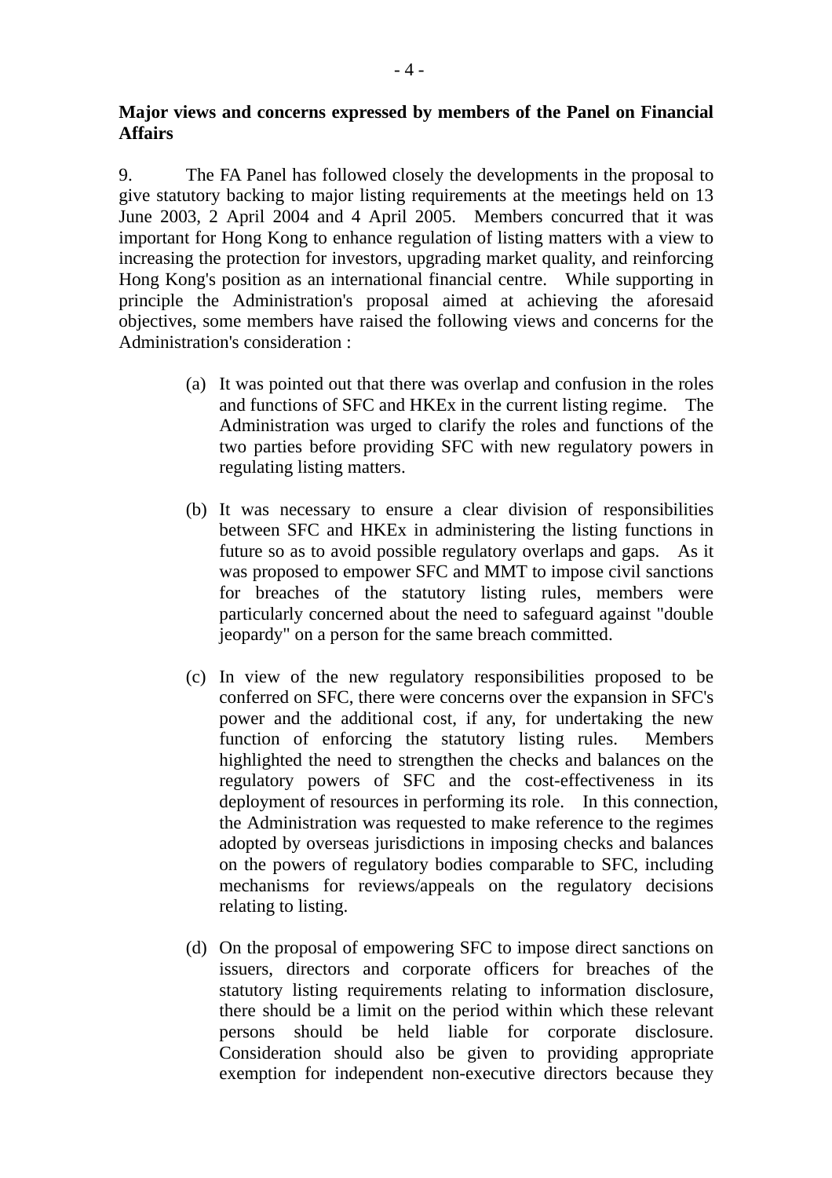**Major views and concerns expressed by members of the Panel on Financial Affairs**

9. The FA Panel has followed closely the developments in the proposal to give statutory backing to major listing requirements at the meetings held on 13 June 2003, 2 April 2004 and 4 April 2005. Members concurred that it was important for Hong Kong to enhance regulation of listing matters with a view to increasing the protection for investors, upgrading market quality, and reinforcing Hong Kong's position as an international financial centre. While supporting in principle the Administration's proposal aimed at achieving the aforesaid objectives, some members have raised the following views and concerns for the Administration's consideration :

(a) It was pointed out that there was overlap and confusion in the roles and functions of SFC and HKEx in the current listing regime. The Administration was urged to clarify the roles and functions of the two parties before providing SFC with new regulatory powers in regulating listing matters.

(b) It was necessary to ensure a clear division of responsibilities between SFC and HKEx in administering the listing functions in future so as to avoid possible regulatory overlaps and gaps. As it was proposed to empower SFC and MMT to impose civil sanctions for breaches of the statutory listing rules, members were particularly concerned about the need to safeguard against "double jeopardy" on a person for the same breach committed.

(c) In view of the new regulatory responsibilities proposed to be conferred on SFC, there were concerns over the expansion in SFC's power and the additional cost, if any, for undertaking the new function of enforcing the statutory listing rules. Members highlighted the need to strengthen the checks and balances on the regulatory powers of SFC and the cost-effectiveness in its deployment of resources in performing its role. In this connection, the Administration was requested to make reference to the regimes adopted by overseas jurisdictions in imposing checks and balances on the powers of regulatory bodies comparable to SFC, including mechanisms for reviews/appeals on the regulatory decisions relating to listing.

(d) On the proposal of empowering SFC to impose direct sanctions on issuers, directors and corporate officers for breaches of the statutory listing requirements relating to information disclosure, there should be a limit on the period within which these relevant persons should be held liable for corporate disclosure. Consideration should also be given to providing appropriate exemption for independent non-executive directors because they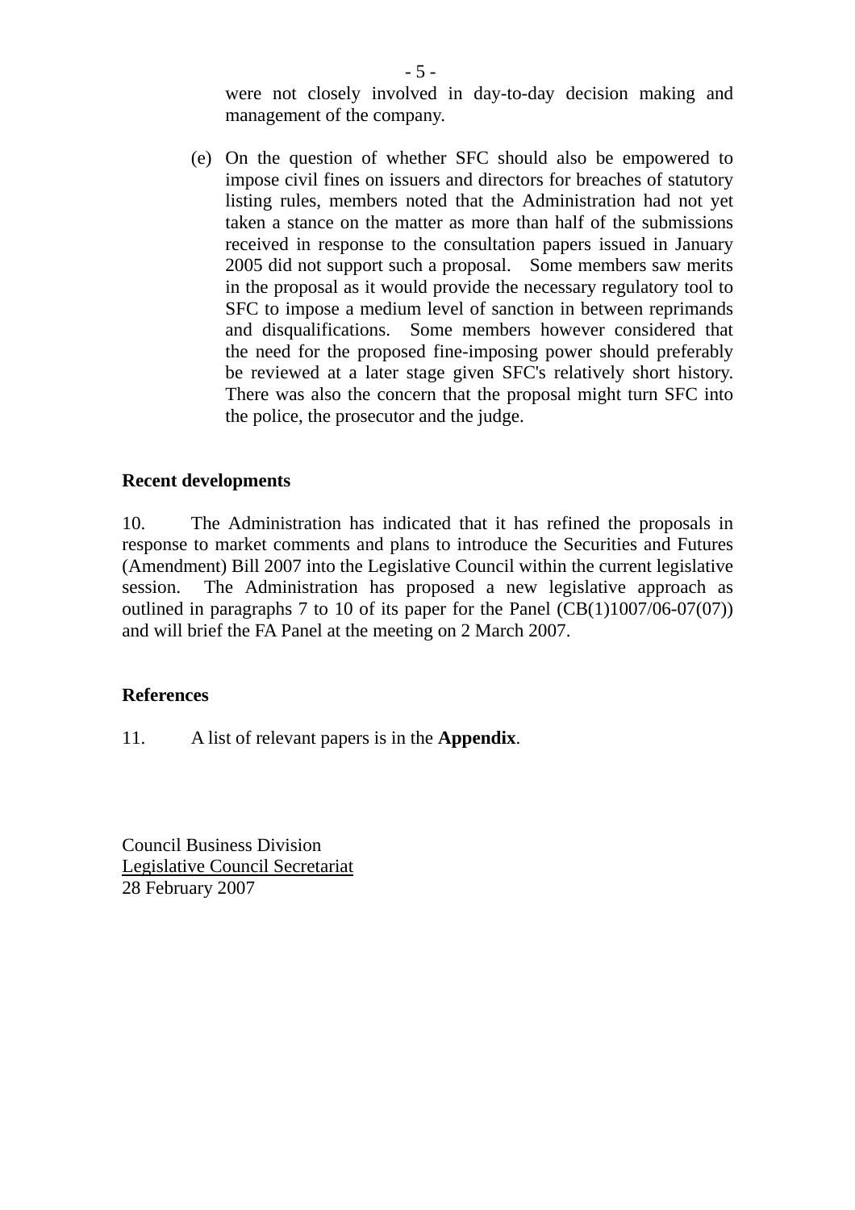were not closely involved in day-to-day decision making and management of the company.

(e) On the question of whether SFC should also be empowered to impose civil fines on issuers and directors for breaches of statutory listing rules, members noted that the Administration had not yet taken a stance on the matter as more than half of the submissions received in response to the consultation papers issued in January 2005 did not support such a proposal. Some members saw merits in the proposal as it would provide the necessary regulatory tool to SFC to impose a medium level of sanction in between reprimands and disqualifications. Some members however considered that the need for the proposed fine-imposing power should preferably be reviewed at a later stage given SFC's relatively short history. There was also the concern that the proposal might turn SFC into the police, the prosecutor and the judge.

**Recent developments**

10. The Administration has indicated that it has refined the proposals in response to market comments and plans to introduce the Securities and Futures (Amendment) Bill 2007 into the Legislative Council within the current legislative session. The Administration has proposed a new legislative approach as outlined in paragraphs 7 to 10 of its paper for the Panel (CB(1)1007/06-07(07)) and will brief the FA Panel at the meeting on 2 March 2007.

**References**

11. A list of relevant papers is in the **Appendix**.

Council Business Division
Legislative Council Secretariat
28 February 2007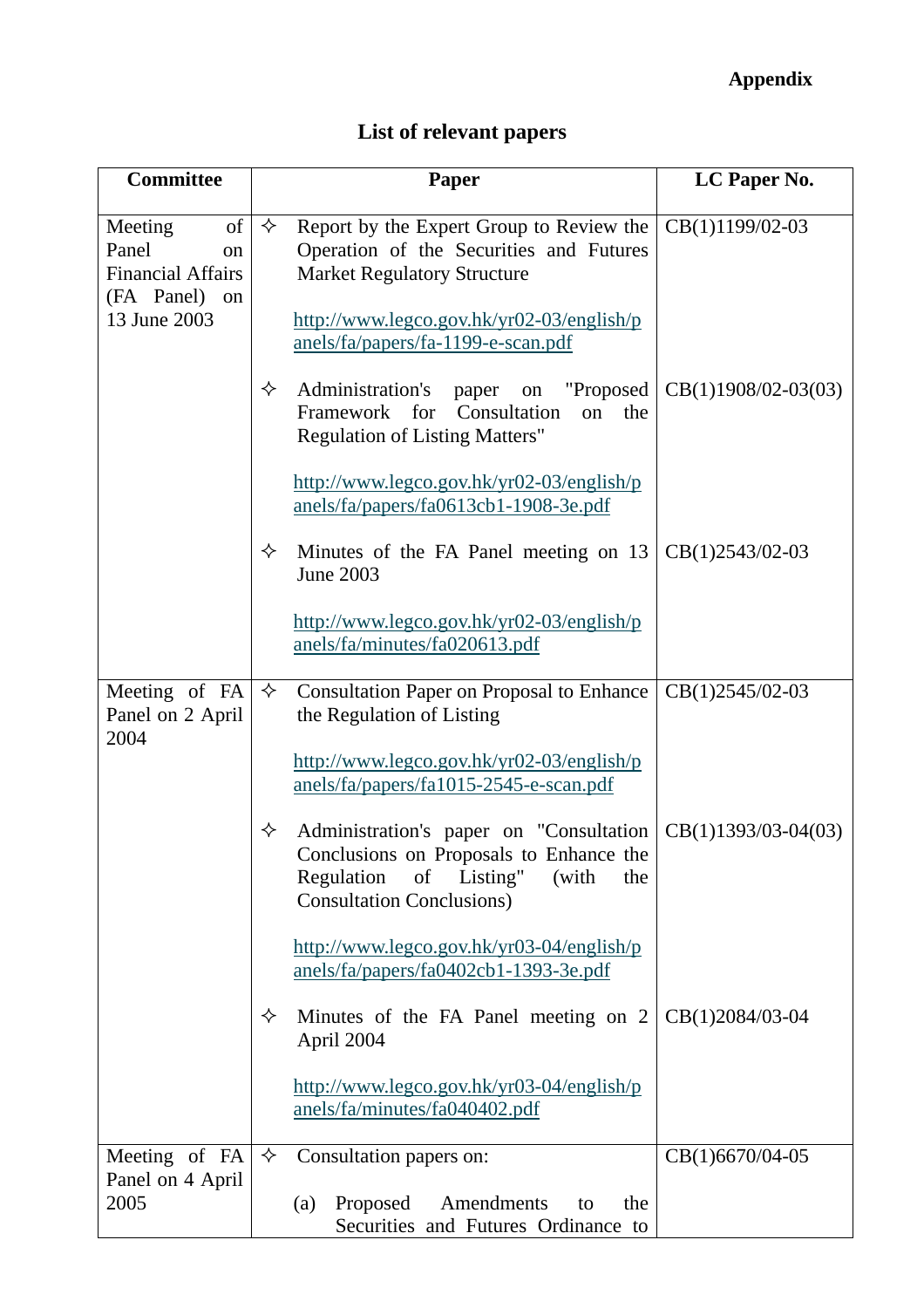**Appendix**

## List of relevant papers

| Committee | Paper | LC Paper No. |
|---|---|---|
| Meeting of Panel on Financial Affairs (FA Panel) on 13 June 2003 | ✧ Report by the Expert Group to Review the Operation of the Securities and Futures Market Regulatory Structure<br><br>http://www.legco.gov.hk/yr02-03/english/panels/fa/papers/fa-1199-e-scan.pdf | CB(1)1199/02-03 |
| | ✧ Administration's paper on "Proposed Framework for Consultation on the Regulation of Listing Matters"<br><br>http://www.legco.gov.hk/yr02-03/english/panels/fa/papers/fa0613cb1-1908-3e.pdf | CB(1)1908/02-03(03) |
| | ✧ Minutes of the FA Panel meeting on 13 June 2003<br><br>http://www.legco.gov.hk/yr02-03/english/panels/fa/minutes/fa020613.pdf | CB(1)2543/02-03 |
| Meeting of FA Panel on 2 April 2004 | ✧ Consultation Paper on Proposal to Enhance the Regulation of Listing<br><br>http://www.legco.gov.hk/yr02-03/english/panels/fa/papers/fa1015-2545-e-scan.pdf | CB(1)2545/02-03 |
| | ✧ Administration's paper on "Consultation Conclusions on Proposals to Enhance the Regulation of Listing" (with the Consultation Conclusions)<br><br>http://www.legco.gov.hk/yr03-04/english/panels/fa/papers/fa0402cb1-1393-3e.pdf | CB(1)1393/03-04(03) |
| | ✧ Minutes of the FA Panel meeting on 2 April 2004<br><br>http://www.legco.gov.hk/yr03-04/english/panels/fa/minutes/fa040402.pdf | CB(1)2084/03-04 |
| Meeting of FA Panel on 4 April 2005 | ✧ Consultation papers on:<br><br>(a) Proposed Amendments to the Securities and Futures Ordinance to | CB(1)6670/04-05 |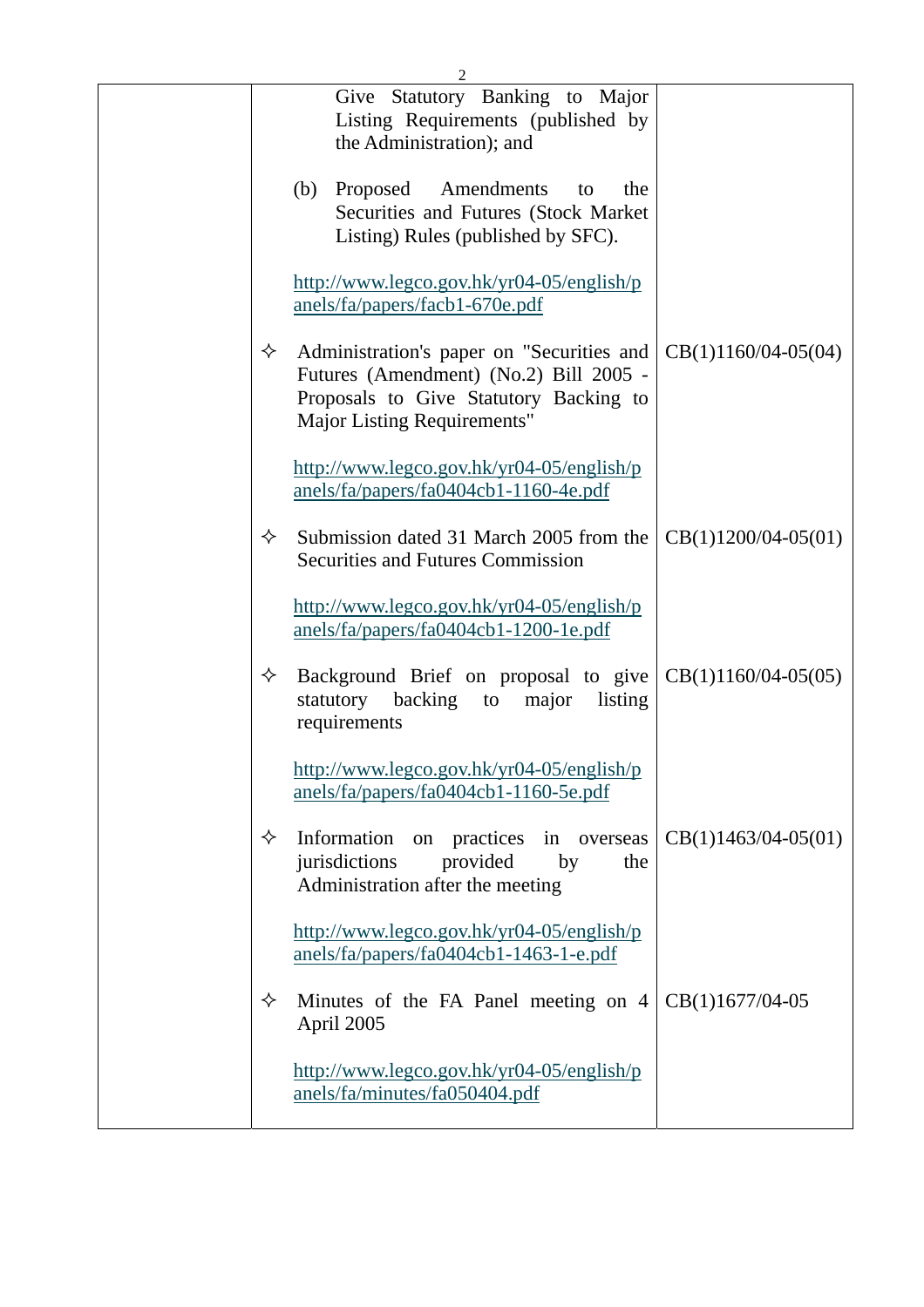| | | |
|---|---|---|
| | Give Statutory Banking to Major Listing Requirements (published by the Administration); and<br><br>(b) Proposed Amendments to the Securities and Futures (Stock Market Listing) Rules (published by SFC).<br><br>http://www.legco.gov.hk/yr04-05/english/panels/fa/papers/facb1-670e.pdf | |
| | ✧ Administration's paper on "Securities and Futures (Amendment) (No.2) Bill 2005 - Proposals to Give Statutory Backing to Major Listing Requirements"<br><br>http://www.legco.gov.hk/yr04-05/english/panels/fa/papers/fa0404cb1-1160-4e.pdf | CB(1)1160/04-05(04) |
| | ✧ Submission dated 31 March 2005 from the Securities and Futures Commission<br><br>http://www.legco.gov.hk/yr04-05/english/panels/fa/papers/fa0404cb1-1200-1e.pdf | CB(1)1200/04-05(01) |
| | ✧ Background Brief on proposal to give statutory backing to major listing requirements<br><br>http://www.legco.gov.hk/yr04-05/english/panels/fa/papers/fa0404cb1-1160-5e.pdf | CB(1)1160/04-05(05) |
| | ✧ Information on practices in overseas jurisdictions provided by the Administration after the meeting<br><br>http://www.legco.gov.hk/yr04-05/english/panels/fa/papers/fa0404cb1-1463-1-e.pdf | CB(1)1463/04-05(01) |
| | ✧ Minutes of the FA Panel meeting on 4 April 2005<br><br>http://www.legco.gov.hk/yr04-05/english/panels/fa/minutes/fa050404.pdf | CB(1)1677/04-05 |